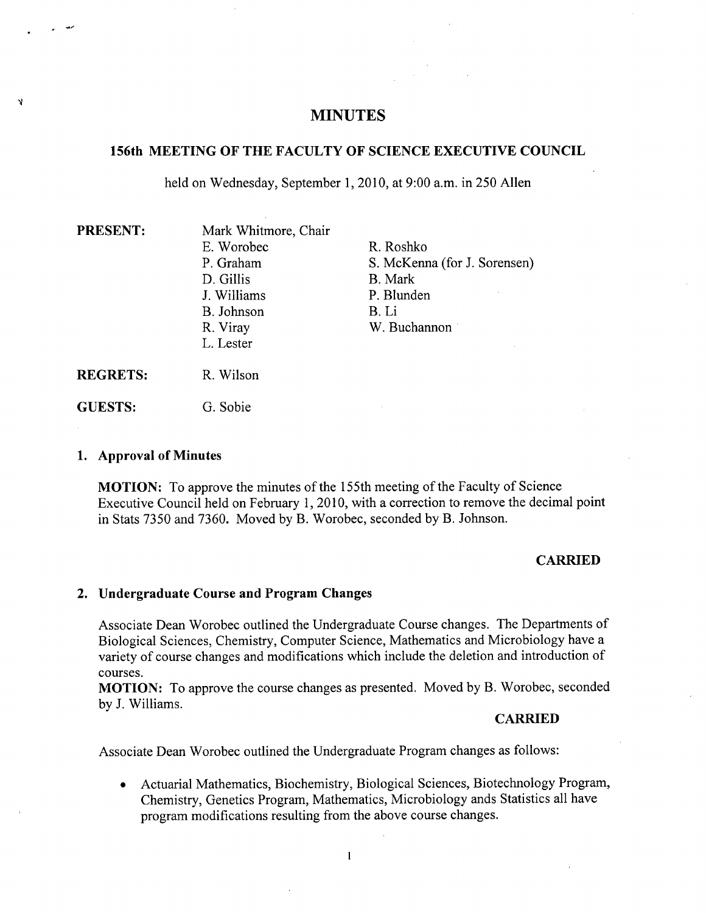# MINUTES

## 156th MEETING OF THE FACULTY OF SCIENCE EXECUTIVE COUNCIL

held on Wednesday, September 1, 2010, at 9:00 a.m. in 250 Allen

**PRESENT:**
Mark Whitmore, Chair
E. Worobec
P. Graham
D. Gillis
J. Williams
B. Johnson
R. Viray
L. Lester
R. Roshko
S. McKenna (for J. Sorensen)
B. Mark
P. Blunden
B. Li
W. Buchannon

**REGRETS:** R. Wilson

**GUESTS:** G. Sobie

### 1. Approval of Minutes

**MOTION:** To approve the minutes of the 155th meeting of the Faculty of Science Executive Council held on February 1, 2010, with a correction to remove the decimal point in Stats 7350 and 7360. Moved by B. Worobec, seconded by B. Johnson.

**CARRIED**

### 2. Undergraduate Course and Program Changes

Associate Dean Worobec outlined the Undergraduate Course changes. The Departments of Biological Sciences, Chemistry, Computer Science, Mathematics and Microbiology have a variety of course changes and modifications which include the deletion and introduction of courses.

**MOTION:** To approve the course changes as presented. Moved by B. Worobec, seconded by J. Williams.

**CARRIED**

Associate Dean Worobec outlined the Undergraduate Program changes as follows:

- Actuarial Mathematics, Biochemistry, Biological Sciences, Biotechnology Program, Chemistry, Genetics Program, Mathematics, Microbiology ands Statistics all have program modifications resulting from the above course changes.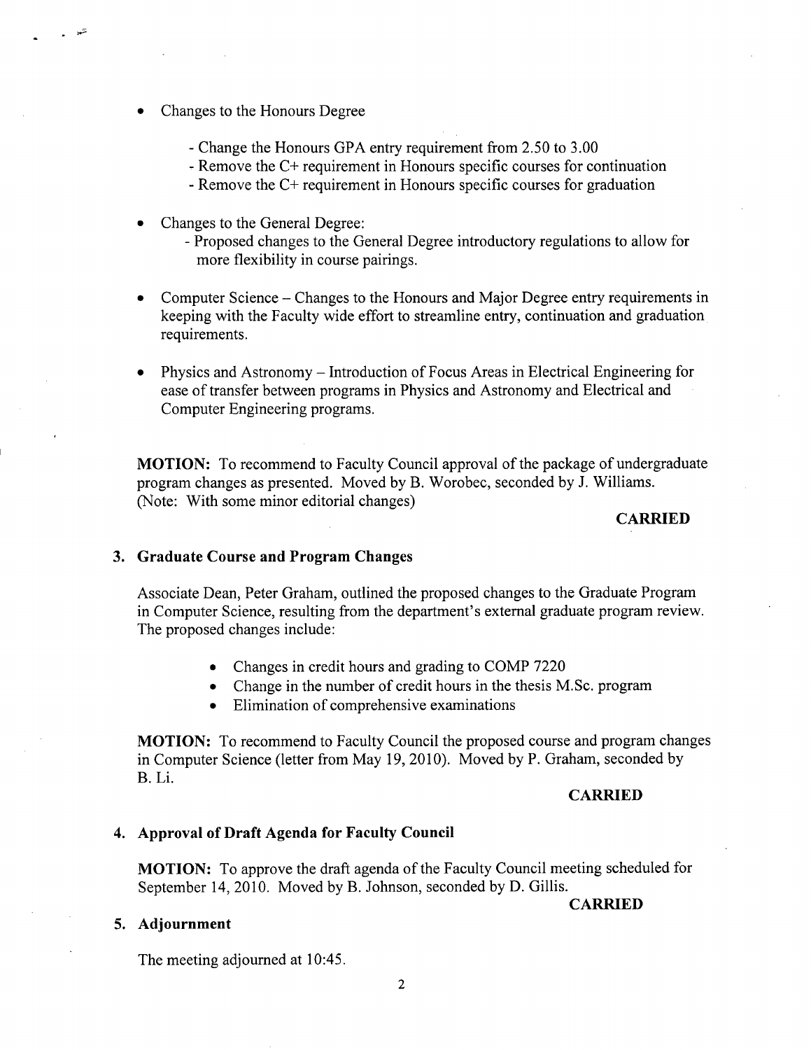- Changes to the Honours Degree

    - Change the Honours GPA entry requirement from 2.50 to 3.00
    - Remove the C+ requirement in Honours specific courses for continuation
    - Remove the C+ requirement in Honours specific courses for graduation

- Changes to the General Degree:
    - Proposed changes to the General Degree introductory regulations to allow for more flexibility in course pairings.

- Computer Science – Changes to the Honours and Major Degree entry requirements in keeping with the Faculty wide effort to streamline entry, continuation and graduation requirements.

- Physics and Astronomy – Introduction of Focus Areas in Electrical Engineering for ease of transfer between programs in Physics and Astronomy and Electrical and Computer Engineering programs.

**MOTION:** To recommend to Faculty Council approval of the package of undergraduate program changes as presented. Moved by B. Worobec, seconded by J. Williams. (Note: With some minor editorial changes)

**CARRIED**

### 3. Graduate Course and Program Changes

Associate Dean, Peter Graham, outlined the proposed changes to the Graduate Program in Computer Science, resulting from the department's external graduate program review. The proposed changes include:

- Changes in credit hours and grading to COMP 7220
- Change in the number of credit hours in the thesis M.Sc. program
- Elimination of comprehensive examinations

**MOTION:** To recommend to Faculty Council the proposed course and program changes in Computer Science (letter from May 19, 2010). Moved by P. Graham, seconded by B. Li.

**CARRIED**

### 4. Approval of Draft Agenda for Faculty Council

**MOTION:** To approve the draft agenda of the Faculty Council meeting scheduled for September 14, 2010. Moved by B. Johnson, seconded by D. Gillis.

**CARRIED**

### 5. Adjournment

The meeting adjourned at 10:45.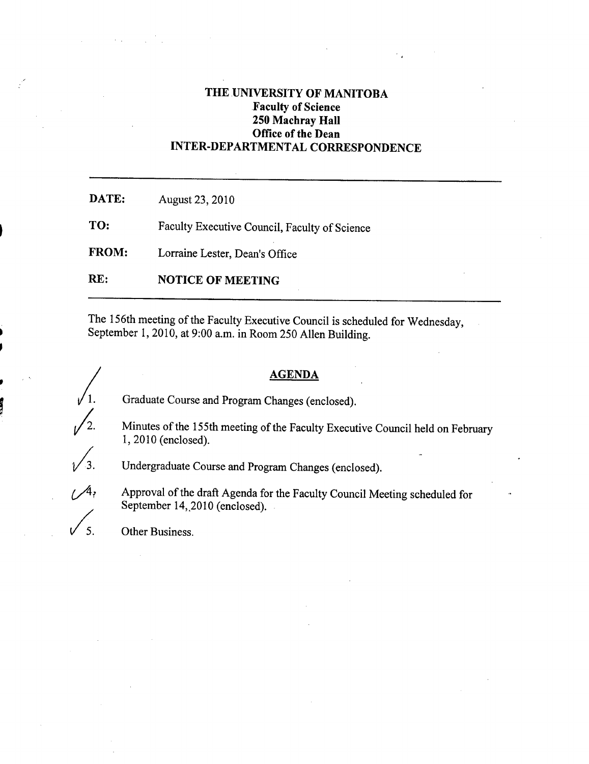**THE UNIVERSITY OF MANITOBA**
**Faculty of Science**
**250 Machray Hall**
**Office of the Dean**
**INTER-DEPARTMENTAL CORRESPONDENCE**

---

**DATE:** August 23, 2010

**TO:** Faculty Executive Council, Faculty of Science

**FROM:** Lorraine Lester, Dean's Office

**RE:** **NOTICE OF MEETING**

---

The 156th meeting of the Faculty Executive Council is scheduled for Wednesday, September 1, 2010, at 9:00 a.m. in Room 250 Allen Building.

## AGENDA

1. Graduate Course and Program Changes (enclosed).
2. Minutes of the 155th meeting of the Faculty Executive Council held on February 1, 2010 (enclosed).
3. Undergraduate Course and Program Changes (enclosed).
4. Approval of the draft Agenda for the Faculty Council Meeting scheduled for September 14, 2010 (enclosed).
5. Other Business.